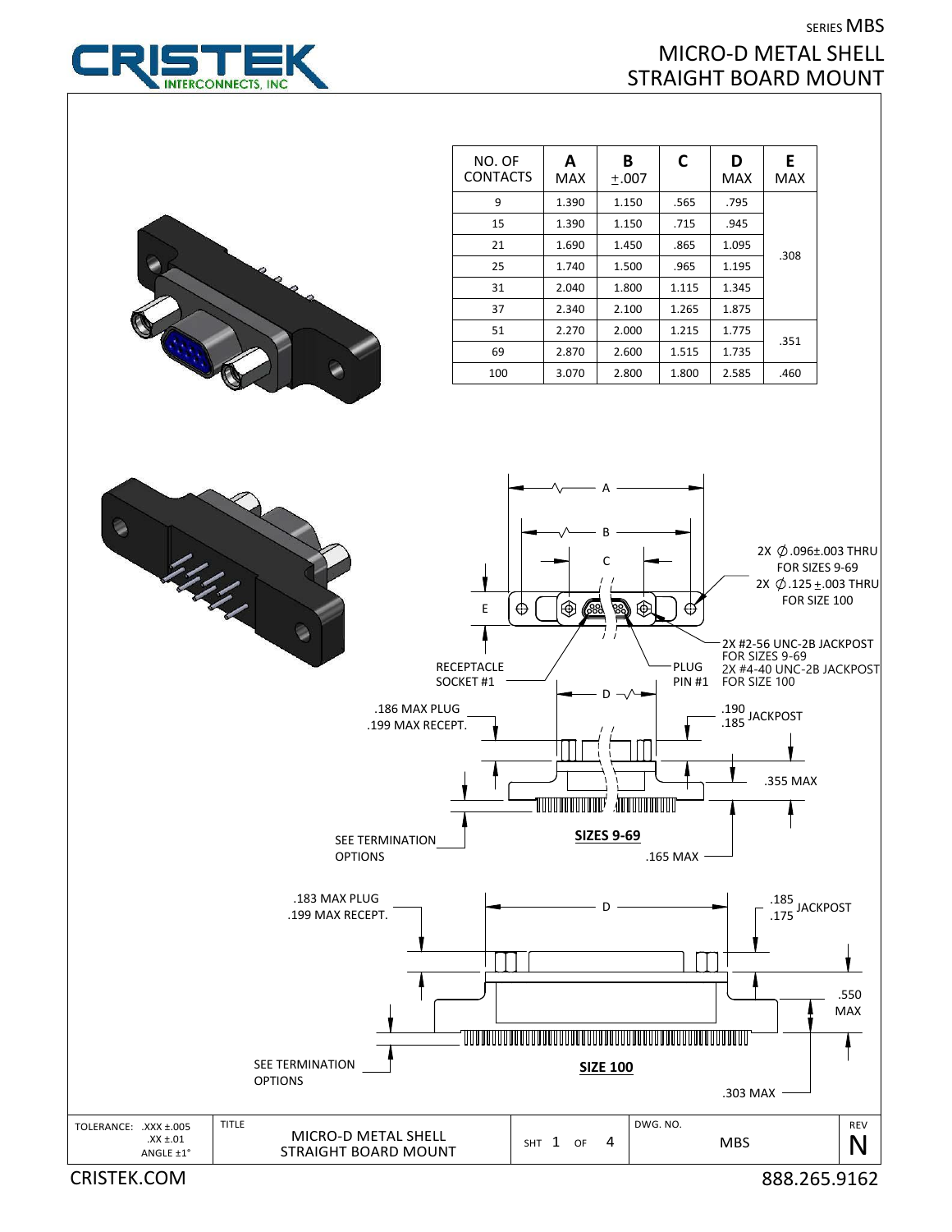SERIES MBS

# MICRO-D METAL SHELL STRAIGHT BOARD MOUNT

| NO. OF CONTACTS | A MAX | B ±.007 | C | D MAX | E MAX |
|---|---|---|---|---|---|
| 9 | 1.390 | 1.150 | .565 | .795 | .308 |
| 15 | 1.390 | 1.150 | .715 | .945 | .308 |
| 21 | 1.690 | 1.450 | .865 | 1.095 | .308 |
| 25 | 1.740 | 1.500 | .965 | 1.195 | .308 |
| 31 | 2.040 | 1.800 | 1.115 | 1.345 | .308 |
| 37 | 2.340 | 2.100 | 1.265 | 1.875 | .308 |
| 51 | 2.270 | 2.000 | 1.215 | 1.775 | .351 |
| 69 | 2.870 | 2.600 | 1.515 | 1.735 | .351 |
| 100 | 3.070 | 2.800 | 1.800 | 2.585 | .460 |

A

B

C

E

2X ∅.096±.003 THRU FOR SIZES 9-69
2X ∅.125 ±.003 THRU FOR SIZE 100

2X #2-56 UNC-2B JACKPOST FOR SIZES 9-69
2X #4-40 UNC-2B JACKPOST FOR SIZE 100

RECEPTACLE SOCKET #1

PLUG PIN #1

D

.186 MAX PLUG
.199 MAX RECEPT.

.190/.185 JACKPOST

.355 MAX

SEE TERMINATION OPTIONS

**SIZES 9-69**

.165 MAX

.183 MAX PLUG
.199 MAX RECEPT.

D

.185/.175 JACKPOST

.550 MAX

SEE TERMINATION OPTIONS

**SIZE 100**

.303 MAX

| TOLERANCE: .XXX ±.005, .XX ±.01, ANGLE ±1° | TITLE: MICRO-D METAL SHELL STRAIGHT BOARD MOUNT | SHT 1 OF 4 | DWG. NO. MBS | REV N |
|---|---|---|---|---|

CRISTEK.COM 888.265.9162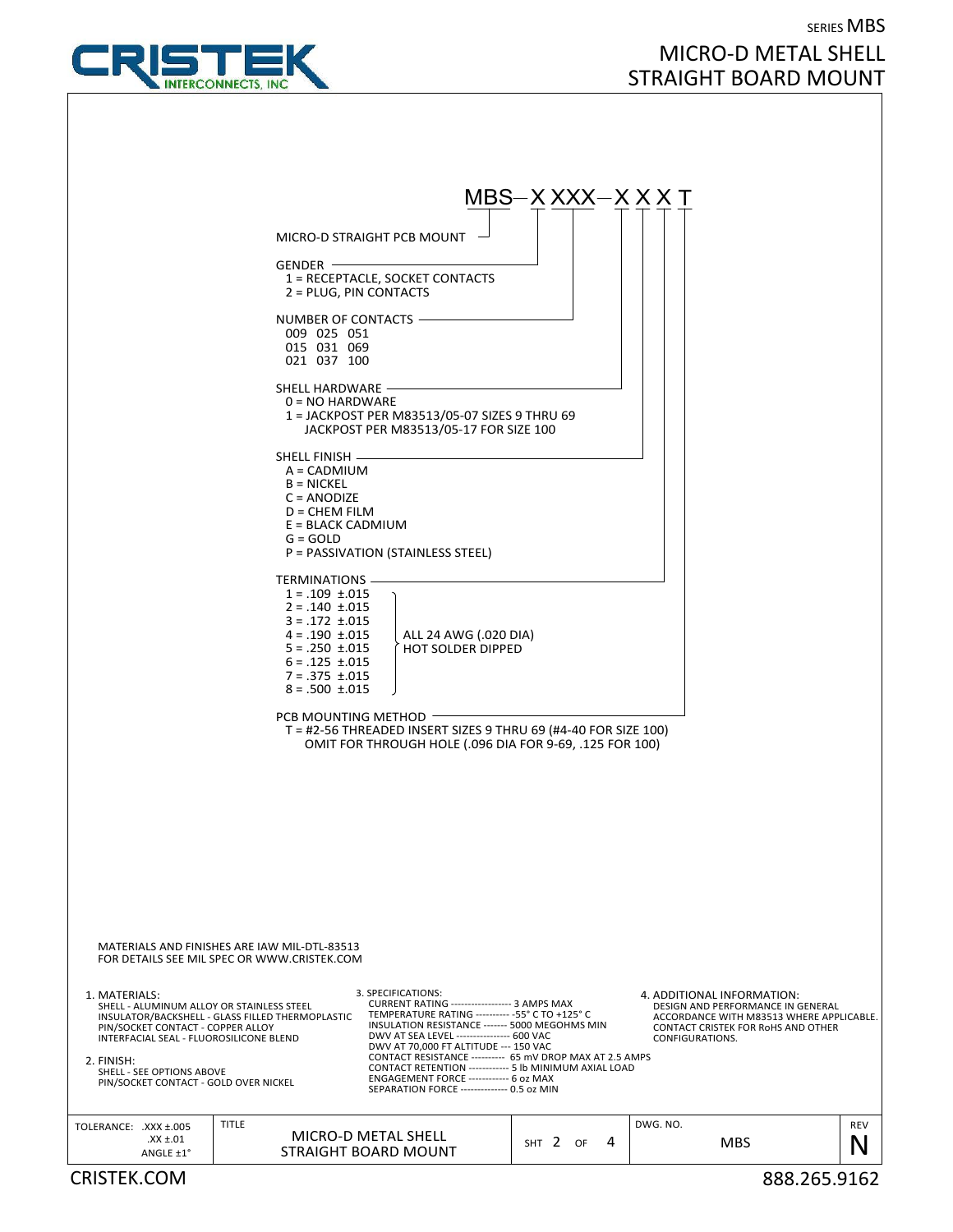# SERIES MBS

## MICRO-D METAL SHELL STRAIGHT BOARD MOUNT

**MBS–X XXX–X X X T**

**MICRO-D STRAIGHT PCB MOUNT**

**GENDER**
- 1 = RECEPTACLE, SOCKET CONTACTS
- 2 = PLUG, PIN CONTACTS

**NUMBER OF CONTACTS**

| | | |
|---|---|---|
| 009 | 025 | 051 |
| 015 | 031 | 069 |
| 021 | 037 | 100 |

**SHELL HARDWARE**
- 0 = NO HARDWARE
- 1 = JACKPOST PER M83513/05-07 SIZES 9 THRU 69
  JACKPOST PER M83513/05-17 FOR SIZE 100

**SHELL FINISH**
- A = CADMIUM
- B = NICKEL
- C = ANODIZE
- D = CHEM FILM
- E = BLACK CADMIUM
- G = GOLD
- P = PASSIVATION (STAINLESS STEEL)

**TERMINATIONS**
- 1 = .109 ±.015
- 2 = .140 ±.015
- 3 = .172 ±.015
- 4 = .190 ±.015
- 5 = .250 ±.015
- 6 = .125 ±.015
- 7 = .375 ±.015
- 8 = .500 ±.015

ALL 24 AWG (.020 DIA) HOT SOLDER DIPPED

**PCB MOUNTING METHOD**
- T = #2-56 THREADED INSERT SIZES 9 THRU 69 (#4-40 FOR SIZE 100)
  OMIT FOR THROUGH HOLE (.096 DIA FOR 9-69, .125 FOR 100)

MATERIALS AND FINISHES ARE IAW MIL-DTL-83513
FOR DETAILS SEE MIL SPEC OR WWW.CRISTEK.COM

1. MATERIALS:
   - SHELL - ALUMINUM ALLOY OR STAINLESS STEEL
   - INSULATOR/BACKSHELL - GLASS FILLED THERMOPLASTIC
   - PIN/SOCKET CONTACT - COPPER ALLOY
   - INTERFACIAL SEAL - FLUOROSILICONE BLEND

2. FINISH:
   - SHELL - SEE OPTIONS ABOVE
   - PIN/SOCKET CONTACT - GOLD OVER NICKEL

3. SPECIFICATIONS:
   - CURRENT RATING ------------------ 3 AMPS MAX
   - TEMPERATURE RATING ---------- -55° C TO +125° C
   - INSULATION RESISTANCE ------- 5000 MEGOHMS MIN
   - DWV AT SEA LEVEL ---------------- 600 VAC
   - DWV AT 70,000 FT ALTITUDE --- 150 VAC
   - CONTACT RESISTANCE ---------- 65 mV DROP MAX AT 2.5 AMPS
   - CONTACT RETENTION ------------ 5 lb MINIMUM AXIAL LOAD
   - ENGAGEMENT FORCE ------------ 6 oz MAX
   - SEPARATION FORCE -------------- 0.5 oz MIN

4. ADDITIONAL INFORMATION:
   DESIGN AND PERFORMANCE IN GENERAL ACCORDANCE WITH M83513 WHERE APPLICABLE. CONTACT CRISTEK FOR RoHS AND OTHER CONFIGURATIONS.

| TOLERANCE: .XXX ±.005 .XX ±.01 ANGLE ±1° | TITLE: MICRO-D METAL SHELL STRAIGHT BOARD MOUNT | SHT 2 OF 4 | DWG. NO. MBS | REV N |
|---|---|---|---|---|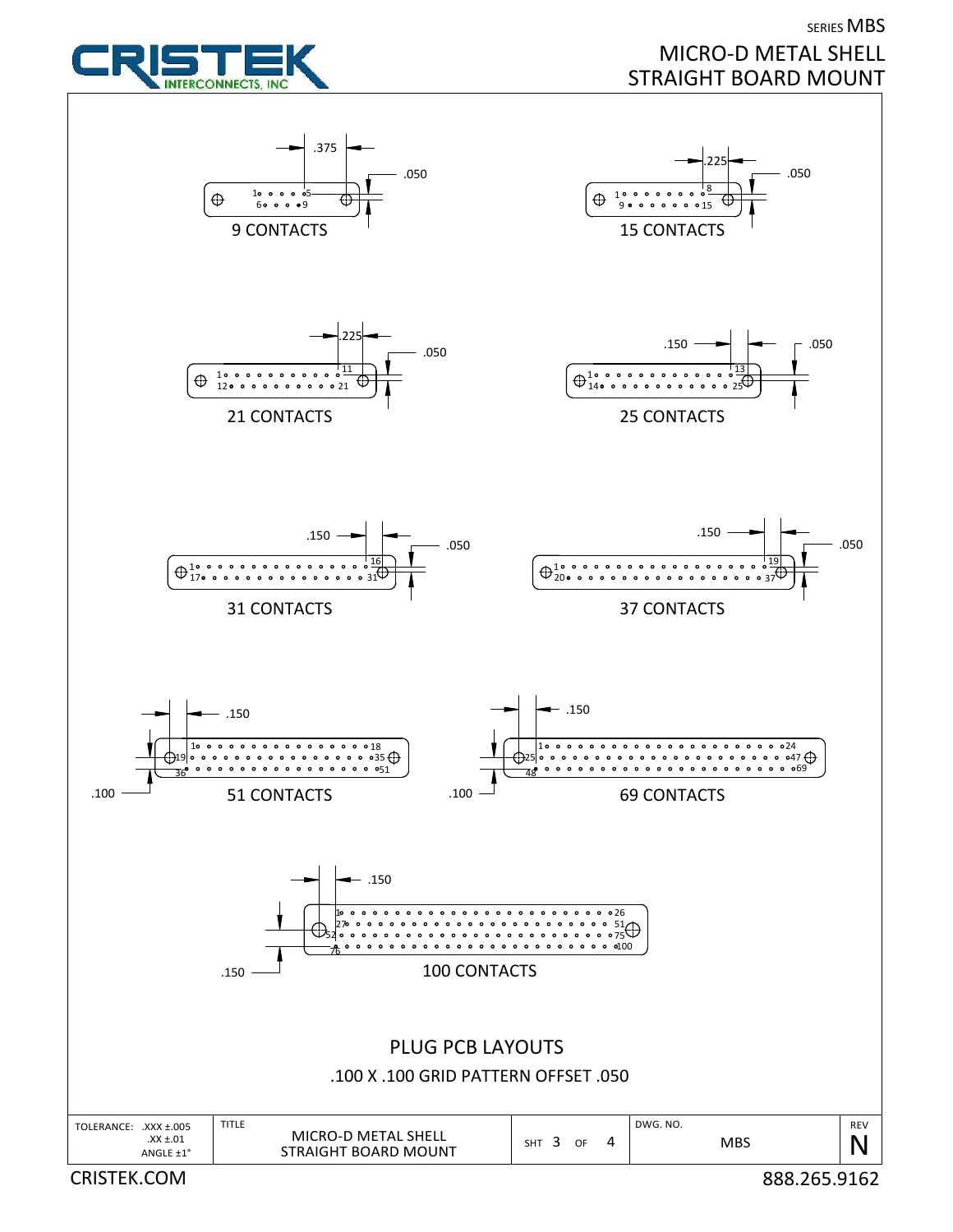# MICRO-D METAL SHELL STRAIGHT BOARD MOUNT

SERIES MBS

.375
.050
1 5
6 9
9 CONTACTS

.225
.050
1 8
9 15
15 CONTACTS

.225
.050
1 11
12 21
21 CONTACTS

.150
.050
1 13
14 25
25 CONTACTS

.150
.050
1 16
17 31
31 CONTACTS

.150
.050
1 19
20 37
37 CONTACTS

.150
.100
1 18
19 35
36 51
51 CONTACTS

.150
.100
1 24
25 47
48 69
69 CONTACTS

.150
.150
1 26
27 51
52 75
76 100
100 CONTACTS

## PLUG PCB LAYOUTS

.100 X .100 GRID PATTERN OFFSET .050

| TOLERANCE: .XXX ±.005 .XX ±.01 ANGLE ±1° | TITLE: MICRO-D METAL SHELL STRAIGHT BOARD MOUNT | SHT 3 OF 4 | DWG. NO. MBS | REV N |
|---|---|---|---|---|

CRISTEK.COM 888.265.9162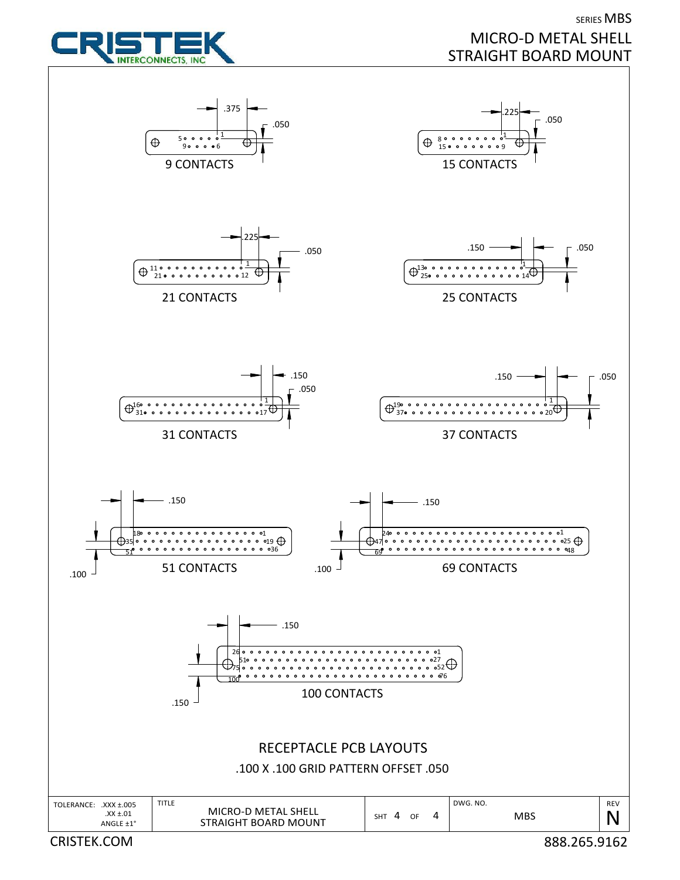SERIES MBS

# MICRO-D METAL SHELL STRAIGHT BOARD MOUNT

9 CONTACTS

.375

.050

5 1

9 6

15 CONTACTS

.225

.050

8 1

15 9

21 CONTACTS

.225

.050

11 1

21 12

25 CONTACTS

.150

.050

13 1

25 14

31 CONTACTS

.150

.050

16 1

31 17

37 CONTACTS

.150

.050

19 1

37 20

51 CONTACTS

.150

.100

18 1

35 19

51 36

69 CONTACTS

.150

.100

24 1

47 25

69 48

100 CONTACTS

.150

.150

26 1

51 27

75 52

100 76

## RECEPTACLE PCB LAYOUTS

.100 X .100 GRID PATTERN OFFSET .050

| TOLERANCE | TITLE | SHT | DWG. NO. | REV |
|---|---|---|---|---|
| .XXX ±.005<br>.XX ±.01<br>ANGLE ±1° | MICRO-D METAL SHELL STRAIGHT BOARD MOUNT | 4 OF 4 | MBS | N |

CRISTEK.COM

888.265.9162